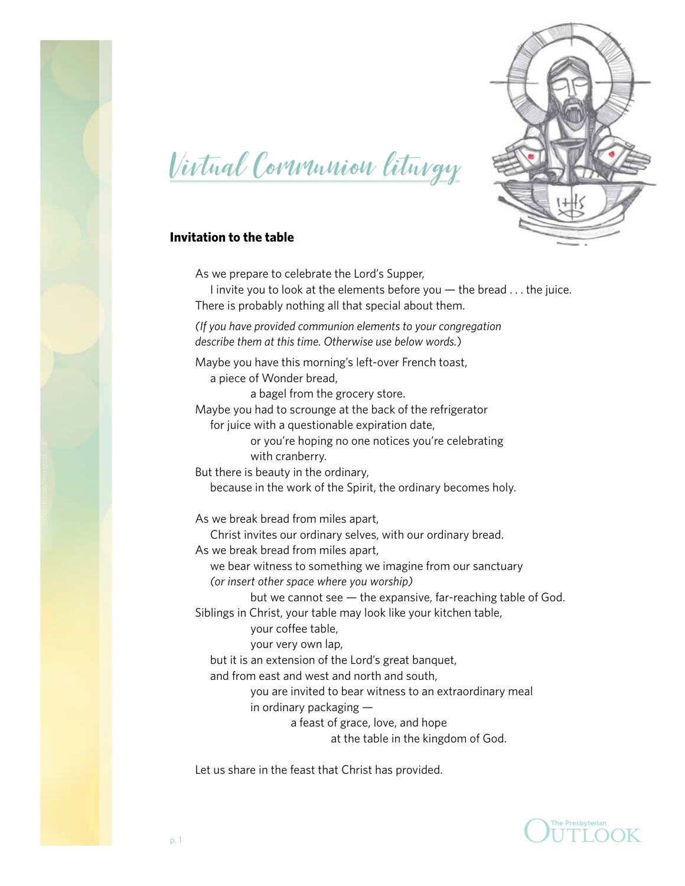# Virtual Communion liturgy

**Invitation to the table**

As we prepare to celebrate the Lord's Supper,
I invite you to look at the elements before you — the bread . . . the juice.
There is probably nothing all that special about them.

*(If you have provided communion elements to your congregation describe them at this time. Otherwise use below words.)*

Maybe you have this morning's left-over French toast,
a piece of Wonder bread,
a bagel from the grocery store.
Maybe you had to scrounge at the back of the refrigerator
for juice with a questionable expiration date,
or you're hoping no one notices you're celebrating
with cranberry.
But there is beauty in the ordinary,
because in the work of the Spirit, the ordinary becomes holy.

As we break bread from miles apart,
Christ invites our ordinary selves, with our ordinary bread.
As we break bread from miles apart,
we bear witness to something we imagine from our sanctuary
*(or insert other space where you worship)*
but we cannot see — the expansive, far-reaching table of God.
Siblings in Christ, your table may look like your kitchen table,
your coffee table,
your very own lap,
but it is an extension of the Lord's great banquet,
and from east and west and north and south,
you are invited to bear witness to an extraordinary meal
in ordinary packaging —
a feast of grace, love, and hope
at the table in the kingdom of God.

Let us share in the feast that Christ has provided.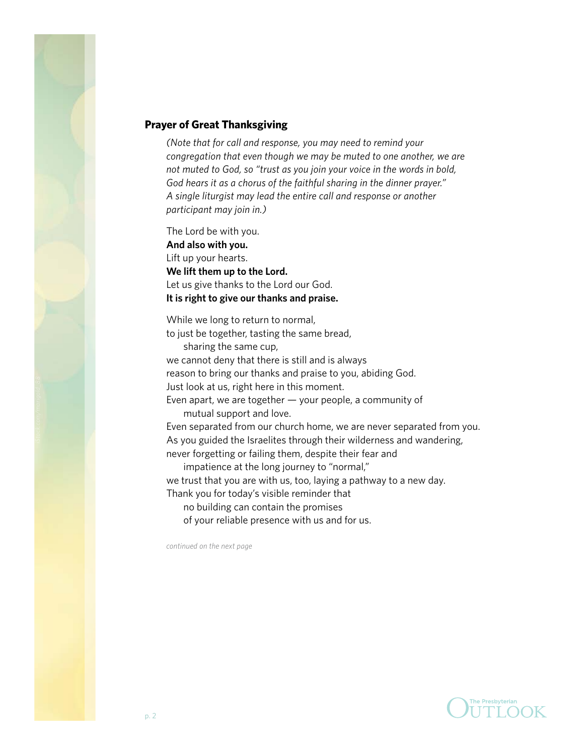## Prayer of Great Thanksgiving

*(Note that for call and response, you may need to remind your congregation that even though we may be muted to one another, we are not muted to God, so "trust as you join your voice in the words in bold, God hears it as a chorus of the faithful sharing in the dinner prayer." A single liturgist may lead the entire call and response or another participant may join in.)*

The Lord be with you.  
**And also with you.**  
Lift up your hearts.  
**We lift them up to the Lord.**  
Let us give thanks to the Lord our God.  
**It is right to give our thanks and praise.**

While we long to return to normal,  
to just be together, tasting the same bread,  
  sharing the same cup,  
we cannot deny that there is still and is always  
reason to bring our thanks and praise to you, abiding God.  
Just look at us, right here in this moment.  
Even apart, we are together — your people, a community of  
  mutual support and love.  
Even separated from our church home, we are never separated from you.  
As you guided the Israelites through their wilderness and wandering,  
never forgetting or failing them, despite their fear and  
  impatience at the long journey to "normal,"  
we trust that you are with us, too, laying a pathway to a new day.  
Thank you for today's visible reminder that  
  no building can contain the promises  
  of your reliable presence with us and for us.

*continued on the next page*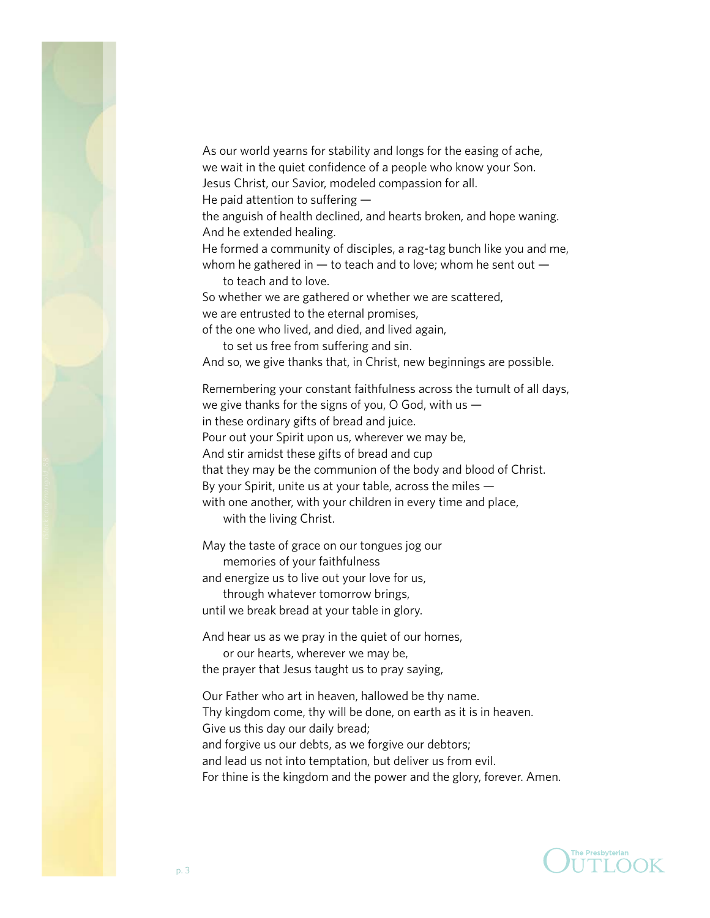As our world yearns for stability and longs for the easing of ache,
we wait in the quiet confidence of a people who know your Son.
Jesus Christ, our Savior, modeled compassion for all.
He paid attention to suffering —
the anguish of health declined, and hearts broken, and hope waning.
And he extended healing.
He formed a community of disciples, a rag-tag bunch like you and me,
whom he gathered in — to teach and to love; whom he sent out —
to teach and to love.
So whether we are gathered or whether we are scattered,
we are entrusted to the eternal promises,
of the one who lived, and died, and lived again,
to set us free from suffering and sin.
And so, we give thanks that, in Christ, new beginnings are possible.

Remembering your constant faithfulness across the tumult of all days,
we give thanks for the signs of you, O God, with us —
in these ordinary gifts of bread and juice.
Pour out your Spirit upon us, wherever we may be,
And stir amidst these gifts of bread and cup
that they may be the communion of the body and blood of Christ.
By your Spirit, unite us at your table, across the miles —
with one another, with your children in every time and place,
with the living Christ.

May the taste of grace on our tongues jog our
memories of your faithfulness
and energize us to live out your love for us,
through whatever tomorrow brings,
until we break bread at your table in glory.

And hear us as we pray in the quiet of our homes,
or our hearts, wherever we may be,
the prayer that Jesus taught us to pray saying,

Our Father who art in heaven, hallowed be thy name.
Thy kingdom come, thy will be done, on earth as it is in heaven.
Give us this day our daily bread;
and forgive us our debts, as we forgive our debtors;
and lead us not into temptation, but deliver us from evil.
For thine is the kingdom and the power and the glory, forever. Amen.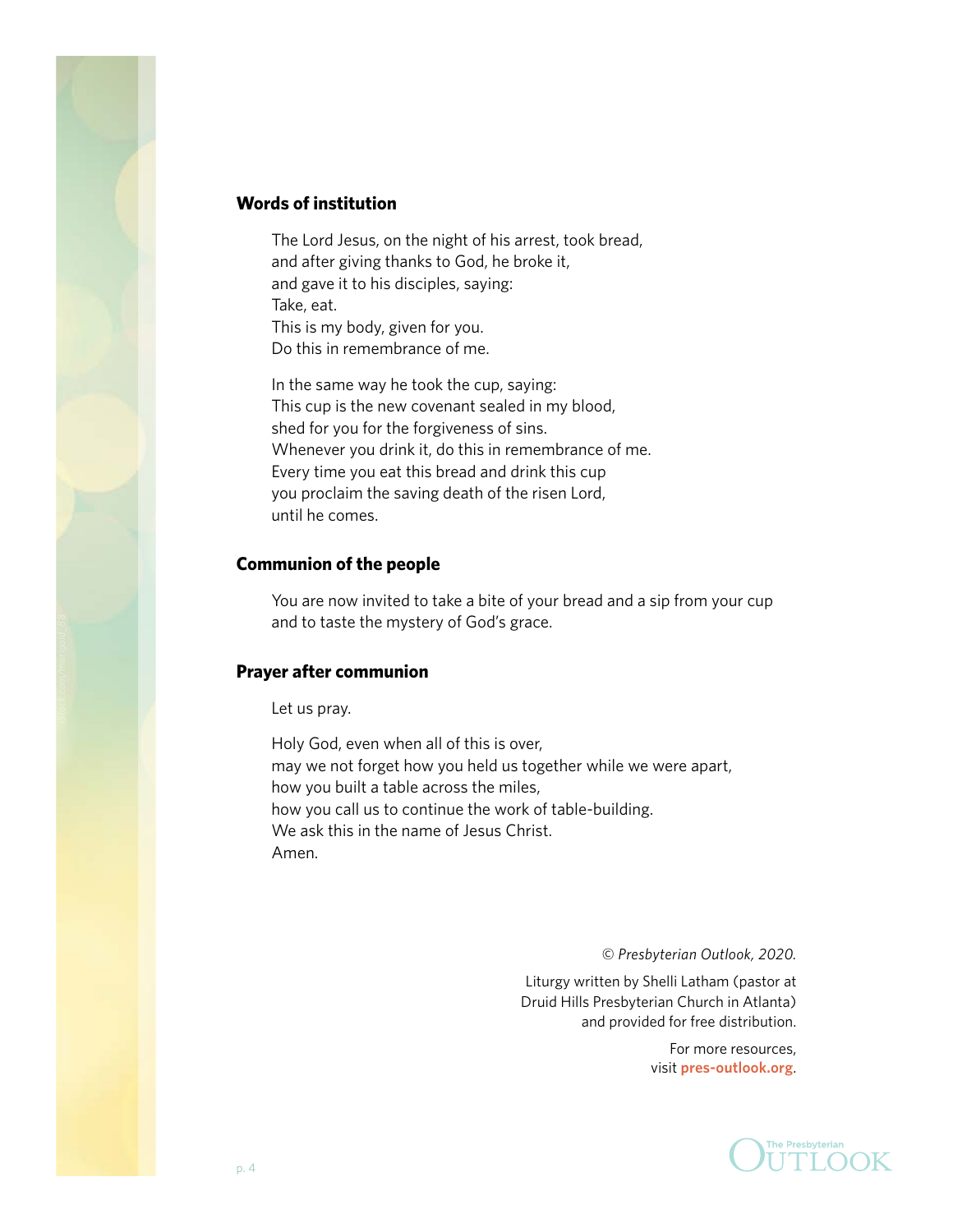## Words of institution

The Lord Jesus, on the night of his arrest, took bread,
and after giving thanks to God, he broke it,
and gave it to his disciples, saying:
Take, eat.
This is my body, given for you.
Do this in remembrance of me.

In the same way he took the cup, saying:
This cup is the new covenant sealed in my blood,
shed for you for the forgiveness of sins.
Whenever you drink it, do this in remembrance of me.
Every time you eat this bread and drink this cup
you proclaim the saving death of the risen Lord,
until he comes.

## Communion of the people

You are now invited to take a bite of your bread and a sip from your cup
and to taste the mystery of God's grace.

## Prayer after communion

Let us pray.

Holy God, even when all of this is over,
may we not forget how you held us together while we were apart,
how you built a table across the miles,
how you call us to continue the work of table-building.
We ask this in the name of Jesus Christ.
Amen.

*© Presbyterian Outlook, 2020.*

Liturgy written by Shelli Latham (pastor at Druid Hills Presbyterian Church in Atlanta) and provided for free distribution.

For more resources, visit **pres-outlook.org**.

The Presbyterian OUTLOOK